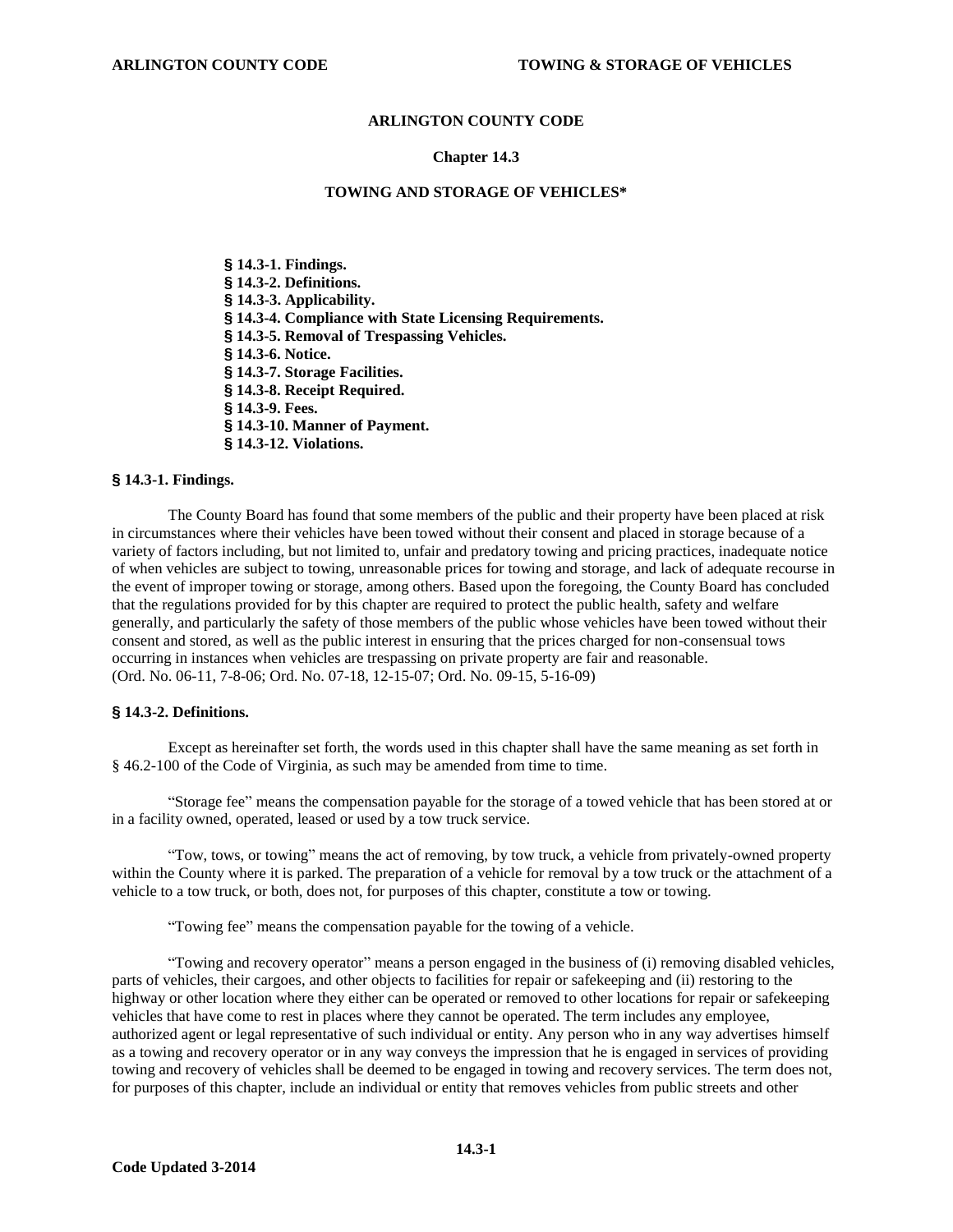# ARLINGTON COUNTY CODE

## Chapter 14.3

## TOWING AND STORAGE OF VEHICLES*

**§ 14.3-1. Findings.**
**§ 14.3-2. Definitions.**
**§ 14.3-3. Applicability.**
**§ 14.3-4. Compliance with State Licensing Requirements.**
**§ 14.3-5. Removal of Trespassing Vehicles.**
**§ 14.3-6. Notice.**
**§ 14.3-7. Storage Facilities.**
**§ 14.3-8. Receipt Required.**
**§ 14.3-9. Fees.**
**§ 14.3-10. Manner of Payment.**
**§ 14.3-12. Violations.**

### § 14.3-1. Findings.

The County Board has found that some members of the public and their property have been placed at risk in circumstances where their vehicles have been towed without their consent and placed in storage because of a variety of factors including, but not limited to, unfair and predatory towing and pricing practices, inadequate notice of when vehicles are subject to towing, unreasonable prices for towing and storage, and lack of adequate recourse in the event of improper towing or storage, among others. Based upon the foregoing, the County Board has concluded that the regulations provided for by this chapter are required to protect the public health, safety and welfare generally, and particularly the safety of those members of the public whose vehicles have been towed without their consent and stored, as well as the public interest in ensuring that the prices charged for non-consensual tows occurring in instances when vehicles are trespassing on private property are fair and reasonable.
(Ord. No. 06-11, 7-8-06; Ord. No. 07-18, 12-15-07; Ord. No. 09-15, 5-16-09)

### § 14.3-2. Definitions.

Except as hereinafter set forth, the words used in this chapter shall have the same meaning as set forth in § 46.2-100 of the Code of Virginia, as such may be amended from time to time.

"Storage fee" means the compensation payable for the storage of a towed vehicle that has been stored at or in a facility owned, operated, leased or used by a tow truck service.

"Tow, tows, or towing" means the act of removing, by tow truck, a vehicle from privately-owned property within the County where it is parked. The preparation of a vehicle for removal by a tow truck or the attachment of a vehicle to a tow truck, or both, does not, for purposes of this chapter, constitute a tow or towing.

"Towing fee" means the compensation payable for the towing of a vehicle.

"Towing and recovery operator" means a person engaged in the business of (i) removing disabled vehicles, parts of vehicles, their cargoes, and other objects to facilities for repair or safekeeping and (ii) restoring to the highway or other location where they either can be operated or removed to other locations for repair or safekeeping vehicles that have come to rest in places where they cannot be operated. The term includes any employee, authorized agent or legal representative of such individual or entity. Any person who in any way advertises himself as a towing and recovery operator or in any way conveys the impression that he is engaged in services of providing towing and recovery of vehicles shall be deemed to be engaged in towing and recovery services. The term does not, for purposes of this chapter, include an individual or entity that removes vehicles from public streets and other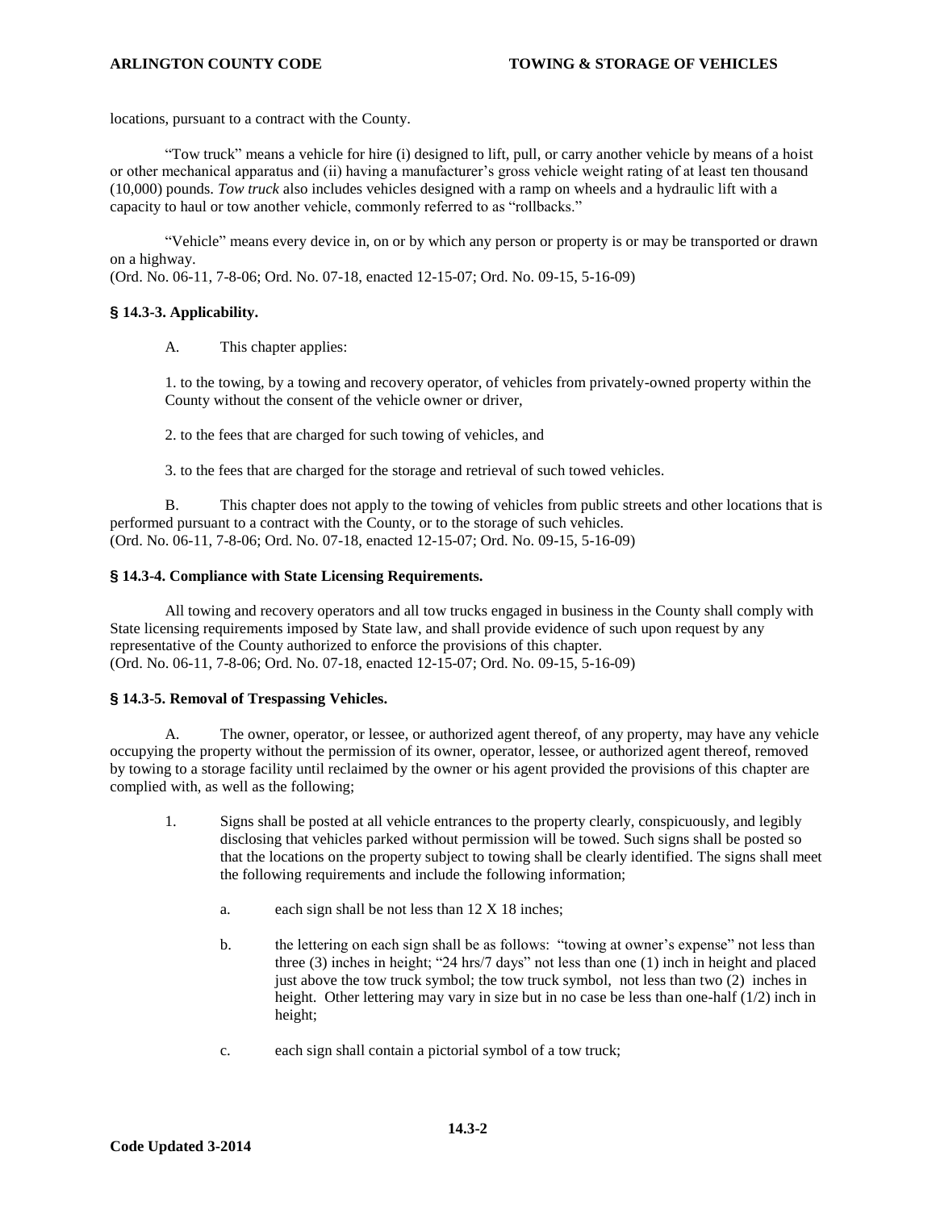locations, pursuant to a contract with the County.

"Tow truck" means a vehicle for hire (i) designed to lift, pull, or carry another vehicle by means of a hoist or other mechanical apparatus and (ii) having a manufacturer's gross vehicle weight rating of at least ten thousand (10,000) pounds. *Tow truck* also includes vehicles designed with a ramp on wheels and a hydraulic lift with a capacity to haul or tow another vehicle, commonly referred to as "rollbacks."

"Vehicle" means every device in, on or by which any person or property is or may be transported or drawn on a highway.
(Ord. No. 06-11, 7-8-06; Ord. No. 07-18, enacted 12-15-07; Ord. No. 09-15, 5-16-09)

### § 14.3-3. Applicability.

A. This chapter applies:

1. to the towing, by a towing and recovery operator, of vehicles from privately-owned property within the County without the consent of the vehicle owner or driver,

2. to the fees that are charged for such towing of vehicles, and

3. to the fees that are charged for the storage and retrieval of such towed vehicles.

B. This chapter does not apply to the towing of vehicles from public streets and other locations that is performed pursuant to a contract with the County, or to the storage of such vehicles.
(Ord. No. 06-11, 7-8-06; Ord. No. 07-18, enacted 12-15-07; Ord. No. 09-15, 5-16-09)

### § 14.3-4. Compliance with State Licensing Requirements.

All towing and recovery operators and all tow trucks engaged in business in the County shall comply with State licensing requirements imposed by State law, and shall provide evidence of such upon request by any representative of the County authorized to enforce the provisions of this chapter.
(Ord. No. 06-11, 7-8-06; Ord. No. 07-18, enacted 12-15-07; Ord. No. 09-15, 5-16-09)

### § 14.3-5. Removal of Trespassing Vehicles.

A. The owner, operator, or lessee, or authorized agent thereof, of any property, may have any vehicle occupying the property without the permission of its owner, operator, lessee, or authorized agent thereof, removed by towing to a storage facility until reclaimed by the owner or his agent provided the provisions of this chapter are complied with, as well as the following;

1. Signs shall be posted at all vehicle entrances to the property clearly, conspicuously, and legibly disclosing that vehicles parked without permission will be towed. Such signs shall be posted so that the locations on the property subject to towing shall be clearly identified. The signs shall meet the following requirements and include the following information;

   a. each sign shall be not less than 12 X 18 inches;

   b. the lettering on each sign shall be as follows: "towing at owner's expense" not less than three (3) inches in height; "24 hrs/7 days" not less than one (1) inch in height and placed just above the tow truck symbol; the tow truck symbol, not less than two (2) inches in height. Other lettering may vary in size but in no case be less than one-half (1/2) inch in height;

   c. each sign shall contain a pictorial symbol of a tow truck;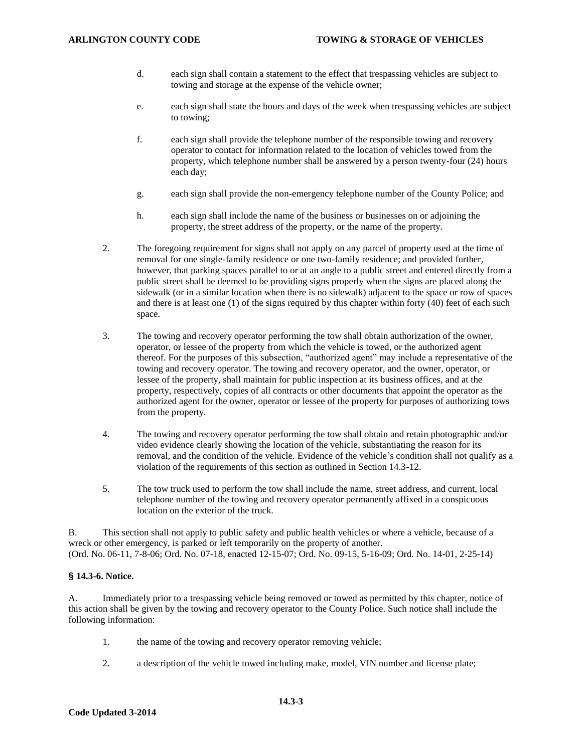d. each sign shall contain a statement to the effect that trespassing vehicles are subject to towing and storage at the expense of the vehicle owner;

e. each sign shall state the hours and days of the week when trespassing vehicles are subject to towing;

f. each sign shall provide the telephone number of the responsible towing and recovery operator to contact for information related to the location of vehicles towed from the property, which telephone number shall be answered by a person twenty-four (24) hours each day;

g. each sign shall provide the non-emergency telephone number of the County Police; and

h. each sign shall include the name of the business or businesses on or adjoining the property, the street address of the property, or the name of the property.

2. The foregoing requirement for signs shall not apply on any parcel of property used at the time of removal for one single-family residence or one two-family residence; and provided further, however, that parking spaces parallel to or at an angle to a public street and entered directly from a public street shall be deemed to be providing signs properly when the signs are placed along the sidewalk (or in a similar location when there is no sidewalk) adjacent to the space or row of spaces and there is at least one (1) of the signs required by this chapter within forty (40) feet of each such space.

3. The towing and recovery operator performing the tow shall obtain authorization of the owner, operator, or lessee of the property from which the vehicle is towed, or the authorized agent thereof. For the purposes of this subsection, "authorized agent" may include a representative of the towing and recovery operator. The towing and recovery operator, and the owner, operator, or lessee of the property, shall maintain for public inspection at its business offices, and at the property, respectively, copies of all contracts or other documents that appoint the operator as the authorized agent for the owner, operator or lessee of the property for purposes of authorizing tows from the property.

4. The towing and recovery operator performing the tow shall obtain and retain photographic and/or video evidence clearly showing the location of the vehicle, substantiating the reason for its removal, and the condition of the vehicle. Evidence of the vehicle's condition shall not qualify as a violation of the requirements of this section as outlined in Section 14.3-12.

5. The tow truck used to perform the tow shall include the name, street address, and current, local telephone number of the towing and recovery operator permanently affixed in a conspicuous location on the exterior of the truck.

B. This section shall not apply to public safety and public health vehicles or where a vehicle, because of a wreck or other emergency, is parked or left temporarily on the property of another.
(Ord. No. 06-11, 7-8-06; Ord. No. 07-18, enacted 12-15-07; Ord. No. 09-15, 5-16-09; Ord. No. 14-01, 2-25-14)

### § 14.3-6. Notice.

A. Immediately prior to a trespassing vehicle being removed or towed as permitted by this chapter, notice of this action shall be given by the towing and recovery operator to the County Police. Such notice shall include the following information:

1. the name of the towing and recovery operator removing vehicle;

2. a description of the vehicle towed including make, model, VIN number and license plate;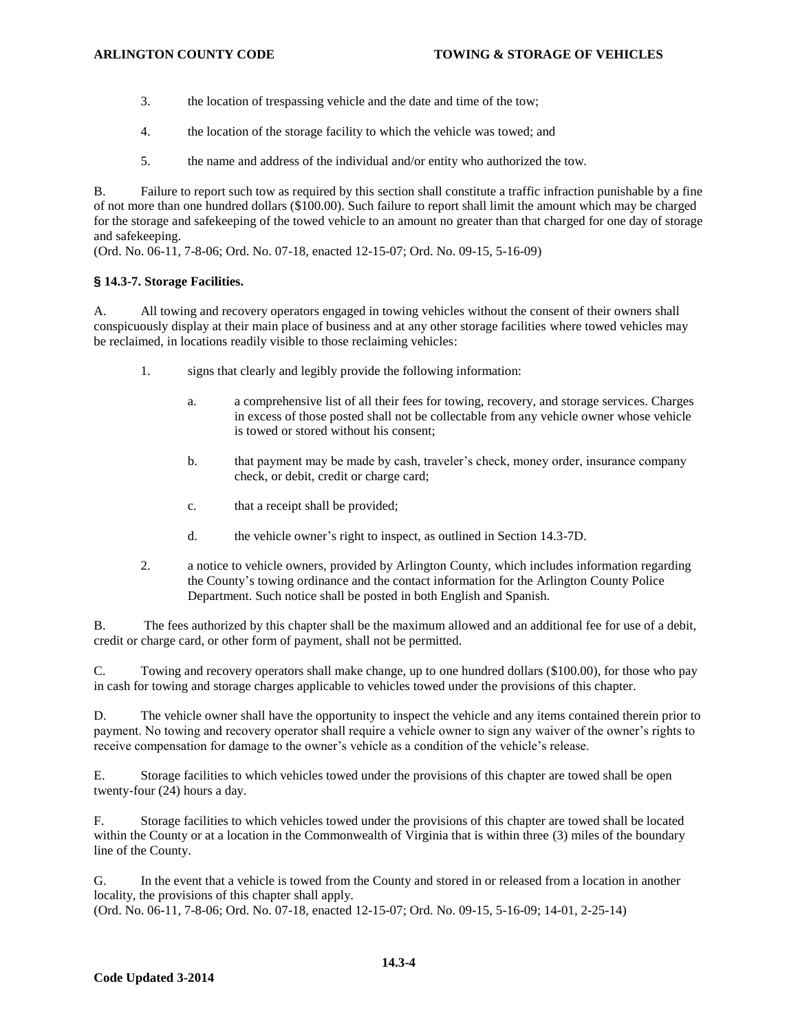3. the location of trespassing vehicle and the date and time of the tow;

4. the location of the storage facility to which the vehicle was towed; and

5. the name and address of the individual and/or entity who authorized the tow.

B. Failure to report such tow as required by this section shall constitute a traffic infraction punishable by a fine of not more than one hundred dollars ($100.00). Such failure to report shall limit the amount which may be charged for the storage and safekeeping of the towed vehicle to an amount no greater than that charged for one day of storage and safekeeping.
(Ord. No. 06-11, 7-8-06; Ord. No. 07-18, enacted 12-15-07; Ord. No. 09-15, 5-16-09)

### § 14.3-7. Storage Facilities.

A. All towing and recovery operators engaged in towing vehicles without the consent of their owners shall conspicuously display at their main place of business and at any other storage facilities where towed vehicles may be reclaimed, in locations readily visible to those reclaiming vehicles:

1. signs that clearly and legibly provide the following information:

   a. a comprehensive list of all their fees for towing, recovery, and storage services. Charges in excess of those posted shall not be collectable from any vehicle owner whose vehicle is towed or stored without his consent;

   b. that payment may be made by cash, traveler's check, money order, insurance company check, or debit, credit or charge card;

   c. that a receipt shall be provided;

   d. the vehicle owner's right to inspect, as outlined in Section 14.3-7D.

2. a notice to vehicle owners, provided by Arlington County, which includes information regarding the County's towing ordinance and the contact information for the Arlington County Police Department. Such notice shall be posted in both English and Spanish.

B. The fees authorized by this chapter shall be the maximum allowed and an additional fee for use of a debit, credit or charge card, or other form of payment, shall not be permitted.

C. Towing and recovery operators shall make change, up to one hundred dollars ($100.00), for those who pay in cash for towing and storage charges applicable to vehicles towed under the provisions of this chapter.

D. The vehicle owner shall have the opportunity to inspect the vehicle and any items contained therein prior to payment. No towing and recovery operator shall require a vehicle owner to sign any waiver of the owner's rights to receive compensation for damage to the owner's vehicle as a condition of the vehicle's release.

E. Storage facilities to which vehicles towed under the provisions of this chapter are towed shall be open twenty-four (24) hours a day.

F. Storage facilities to which vehicles towed under the provisions of this chapter are towed shall be located within the County or at a location in the Commonwealth of Virginia that is within three (3) miles of the boundary line of the County.

G. In the event that a vehicle is towed from the County and stored in or released from a location in another locality, the provisions of this chapter shall apply.
(Ord. No. 06-11, 7-8-06; Ord. No. 07-18, enacted 12-15-07; Ord. No. 09-15, 5-16-09; 14-01, 2-25-14)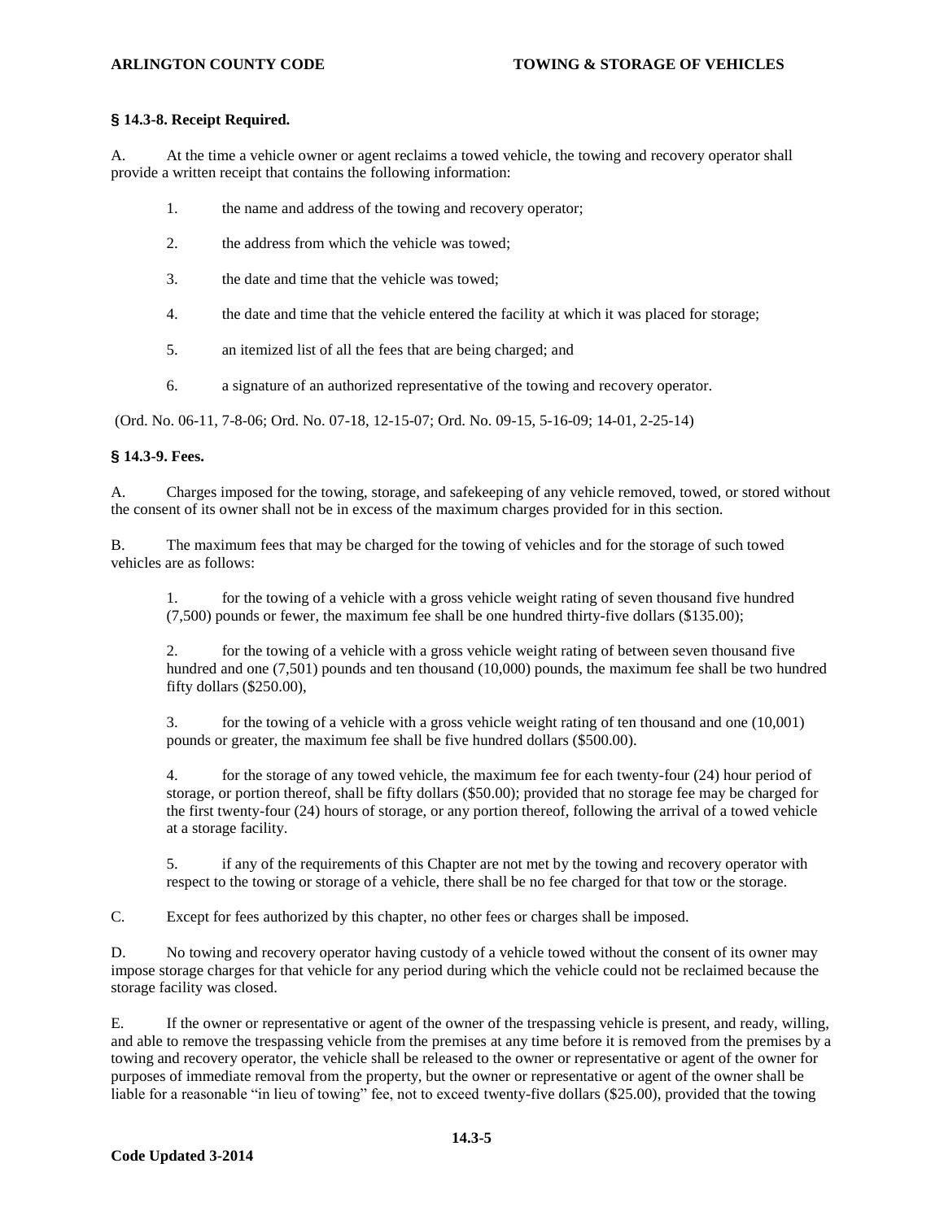### § 14.3-8. Receipt Required.

A. At the time a vehicle owner or agent reclaims a towed vehicle, the towing and recovery operator shall provide a written receipt that contains the following information:

1. the name and address of the towing and recovery operator;
2. the address from which the vehicle was towed;
3. the date and time that the vehicle was towed;
4. the date and time that the vehicle entered the facility at which it was placed for storage;
5. an itemized list of all the fees that are being charged; and
6. a signature of an authorized representative of the towing and recovery operator.

(Ord. No. 06-11, 7-8-06; Ord. No. 07-18, 12-15-07; Ord. No. 09-15, 5-16-09; 14-01, 2-25-14)

### § 14.3-9. Fees.

A. Charges imposed for the towing, storage, and safekeeping of any vehicle removed, towed, or stored without the consent of its owner shall not be in excess of the maximum charges provided for in this section.

B. The maximum fees that may be charged for the towing of vehicles and for the storage of such towed vehicles are as follows:

1. for the towing of a vehicle with a gross vehicle weight rating of seven thousand five hundred (7,500) pounds or fewer, the maximum fee shall be one hundred thirty-five dollars ($135.00);

2. for the towing of a vehicle with a gross vehicle weight rating of between seven thousand five hundred and one (7,501) pounds and ten thousand (10,000) pounds, the maximum fee shall be two hundred fifty dollars ($250.00),

3. for the towing of a vehicle with a gross vehicle weight rating of ten thousand and one (10,001) pounds or greater, the maximum fee shall be five hundred dollars ($500.00).

4. for the storage of any towed vehicle, the maximum fee for each twenty-four (24) hour period of storage, or portion thereof, shall be fifty dollars ($50.00); provided that no storage fee may be charged for the first twenty-four (24) hours of storage, or any portion thereof, following the arrival of a towed vehicle at a storage facility.

5. if any of the requirements of this Chapter are not met by the towing and recovery operator with respect to the towing or storage of a vehicle, there shall be no fee charged for that tow or the storage.

C. Except for fees authorized by this chapter, no other fees or charges shall be imposed.

D. No towing and recovery operator having custody of a vehicle towed without the consent of its owner may impose storage charges for that vehicle for any period during which the vehicle could not be reclaimed because the storage facility was closed.

E. If the owner or representative or agent of the owner of the trespassing vehicle is present, and ready, willing, and able to remove the trespassing vehicle from the premises at any time before it is removed from the premises by a towing and recovery operator, the vehicle shall be released to the owner or representative or agent of the owner for purposes of immediate removal from the property, but the owner or representative or agent of the owner shall be liable for a reasonable "in lieu of towing" fee, not to exceed twenty-five dollars ($25.00), provided that the towing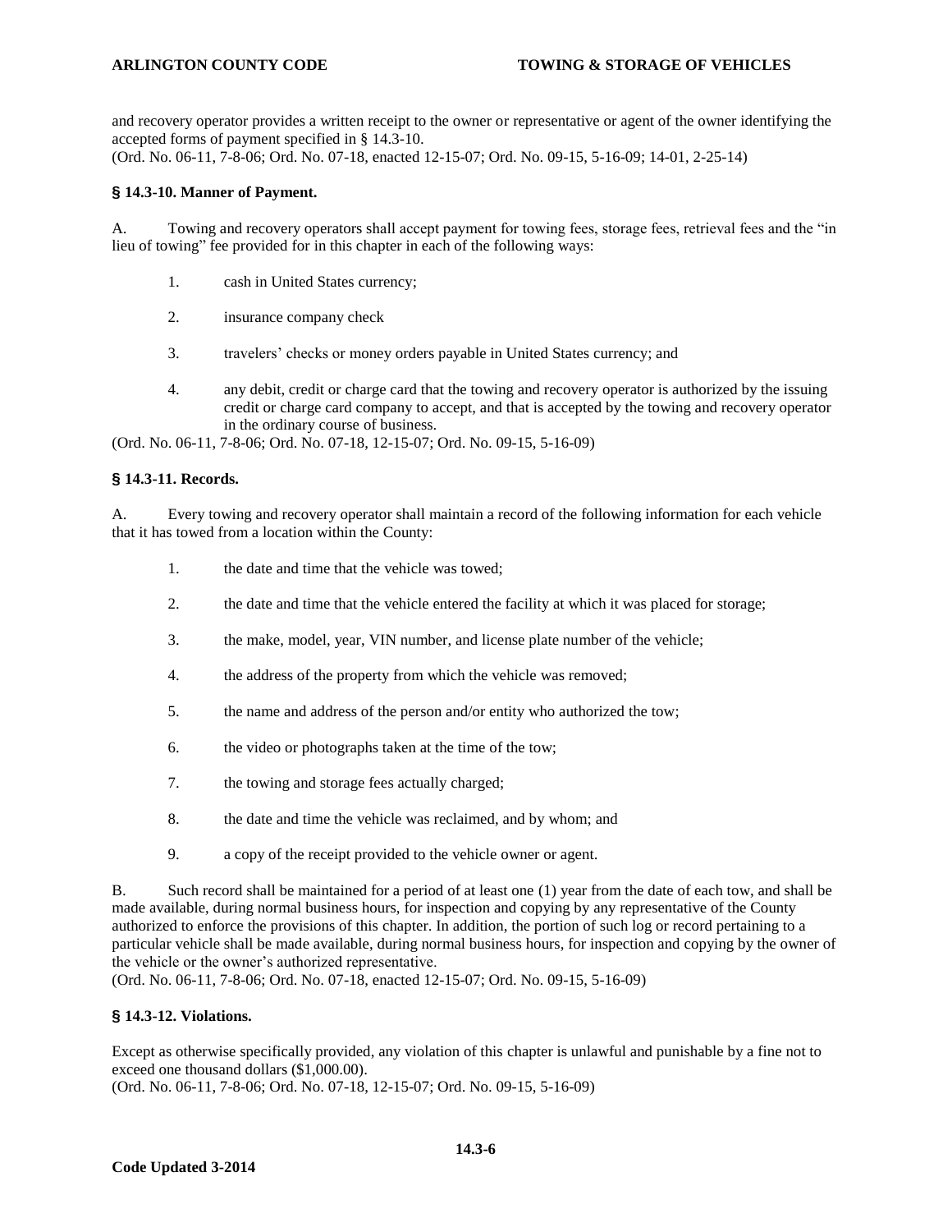and recovery operator provides a written receipt to the owner or representative or agent of the owner identifying the accepted forms of payment specified in § 14.3-10.
(Ord. No. 06-11, 7-8-06; Ord. No. 07-18, enacted 12-15-07; Ord. No. 09-15, 5-16-09; 14-01, 2-25-14)

### § 14.3-10. Manner of Payment.

A. Towing and recovery operators shall accept payment for towing fees, storage fees, retrieval fees and the "in lieu of towing" fee provided for in this chapter in each of the following ways:

1. cash in United States currency;
2. insurance company check
3. travelers' checks or money orders payable in United States currency; and
4. any debit, credit or charge card that the towing and recovery operator is authorized by the issuing credit or charge card company to accept, and that is accepted by the towing and recovery operator in the ordinary course of business.

(Ord. No. 06-11, 7-8-06; Ord. No. 07-18, 12-15-07; Ord. No. 09-15, 5-16-09)

### § 14.3-11. Records.

A. Every towing and recovery operator shall maintain a record of the following information for each vehicle that it has towed from a location within the County:

1. the date and time that the vehicle was towed;
2. the date and time that the vehicle entered the facility at which it was placed for storage;
3. the make, model, year, VIN number, and license plate number of the vehicle;
4. the address of the property from which the vehicle was removed;
5. the name and address of the person and/or entity who authorized the tow;
6. the video or photographs taken at the time of the tow;
7. the towing and storage fees actually charged;
8. the date and time the vehicle was reclaimed, and by whom; and
9. a copy of the receipt provided to the vehicle owner or agent.

B. Such record shall be maintained for a period of at least one (1) year from the date of each tow, and shall be made available, during normal business hours, for inspection and copying by any representative of the County authorized to enforce the provisions of this chapter. In addition, the portion of such log or record pertaining to a particular vehicle shall be made available, during normal business hours, for inspection and copying by the owner of the vehicle or the owner's authorized representative.
(Ord. No. 06-11, 7-8-06; Ord. No. 07-18, enacted 12-15-07; Ord. No. 09-15, 5-16-09)

### § 14.3-12. Violations.

Except as otherwise specifically provided, any violation of this chapter is unlawful and punishable by a fine not to exceed one thousand dollars ($1,000.00).
(Ord. No. 06-11, 7-8-06; Ord. No. 07-18, 12-15-07; Ord. No. 09-15, 5-16-09)